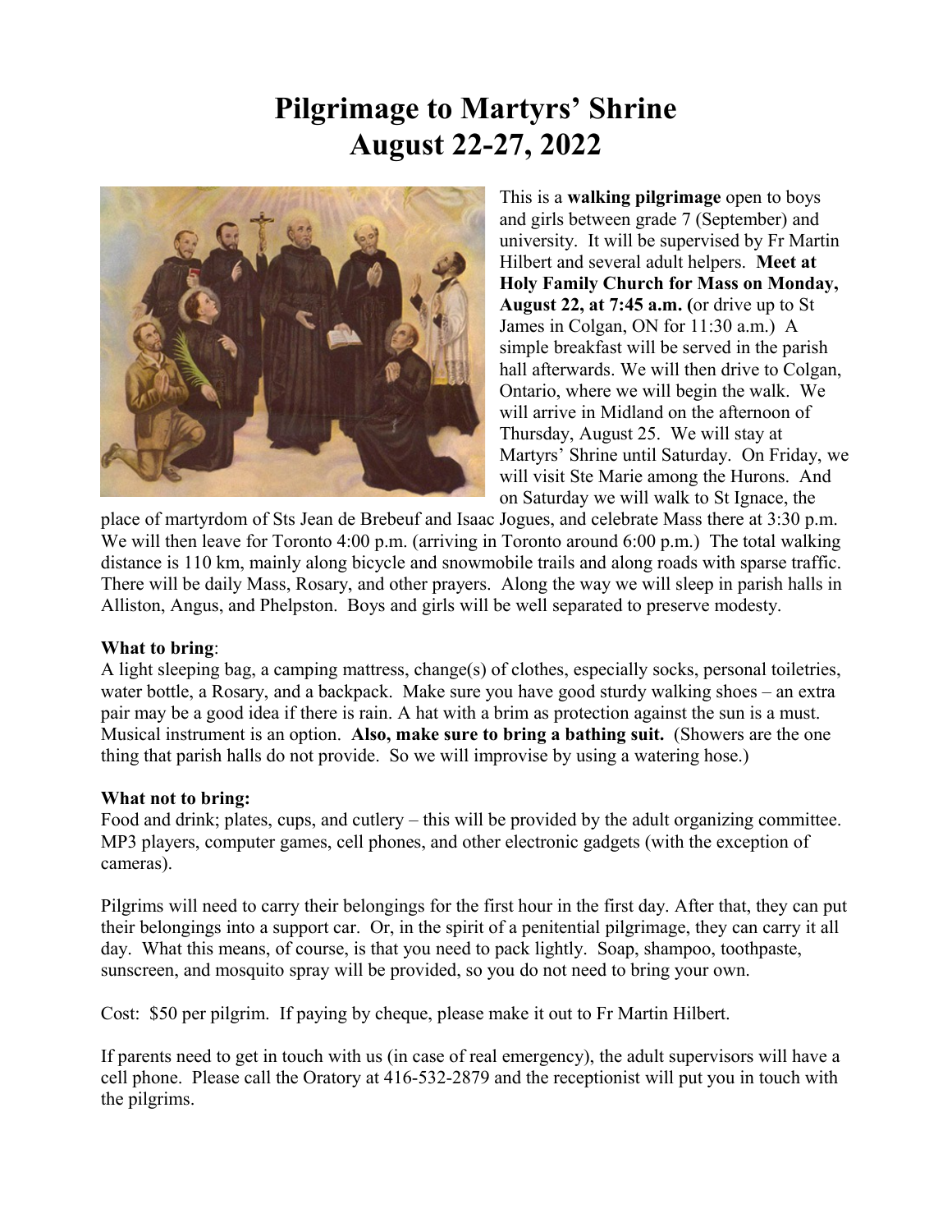# Pilgrimage to Martyrs' Shrine
# August 22-27, 2022

This is a **walking pilgrimage** open to boys and girls between grade 7 (September) and university. It will be supervised by Fr Martin Hilbert and several adult helpers. **Meet at Holy Family Church for Mass on Monday, August 22, at 7:45 a.m. (**or drive up to St James in Colgan, ON for 11:30 a.m.) A simple breakfast will be served in the parish hall afterwards. We will then drive to Colgan, Ontario, where we will begin the walk. We will arrive in Midland on the afternoon of Thursday, August 25. We will stay at Martyrs' Shrine until Saturday. On Friday, we will visit Ste Marie among the Hurons. And on Saturday we will walk to St Ignace, the place of martyrdom of Sts Jean de Brebeuf and Isaac Jogues, and celebrate Mass there at 3:30 p.m. We will then leave for Toronto 4:00 p.m. (arriving in Toronto around 6:00 p.m.) The total walking distance is 110 km, mainly along bicycle and snowmobile trails and along roads with sparse traffic. There will be daily Mass, Rosary, and other prayers. Along the way we will sleep in parish halls in Alliston, Angus, and Phelpston. Boys and girls will be well separated to preserve modesty.

**What to bring**:
A light sleeping bag, a camping mattress, change(s) of clothes, especially socks, personal toiletries, water bottle, a Rosary, and a backpack. Make sure you have good sturdy walking shoes – an extra pair may be a good idea if there is rain. A hat with a brim as protection against the sun is a must. Musical instrument is an option. **Also, make sure to bring a bathing suit.** (Showers are the one thing that parish halls do not provide. So we will improvise by using a watering hose.)

**What not to bring:**
Food and drink; plates, cups, and cutlery – this will be provided by the adult organizing committee. MP3 players, computer games, cell phones, and other electronic gadgets (with the exception of cameras).

Pilgrims will need to carry their belongings for the first hour in the first day. After that, they can put their belongings into a support car. Or, in the spirit of a penitential pilgrimage, they can carry it all day. What this means, of course, is that you need to pack lightly. Soap, shampoo, toothpaste, sunscreen, and mosquito spray will be provided, so you do not need to bring your own.

Cost: $50 per pilgrim. If paying by cheque, please make it out to Fr Martin Hilbert.

If parents need to get in touch with us (in case of real emergency), the adult supervisors will have a cell phone. Please call the Oratory at 416-532-2879 and the receptionist will put you in touch with the pilgrims.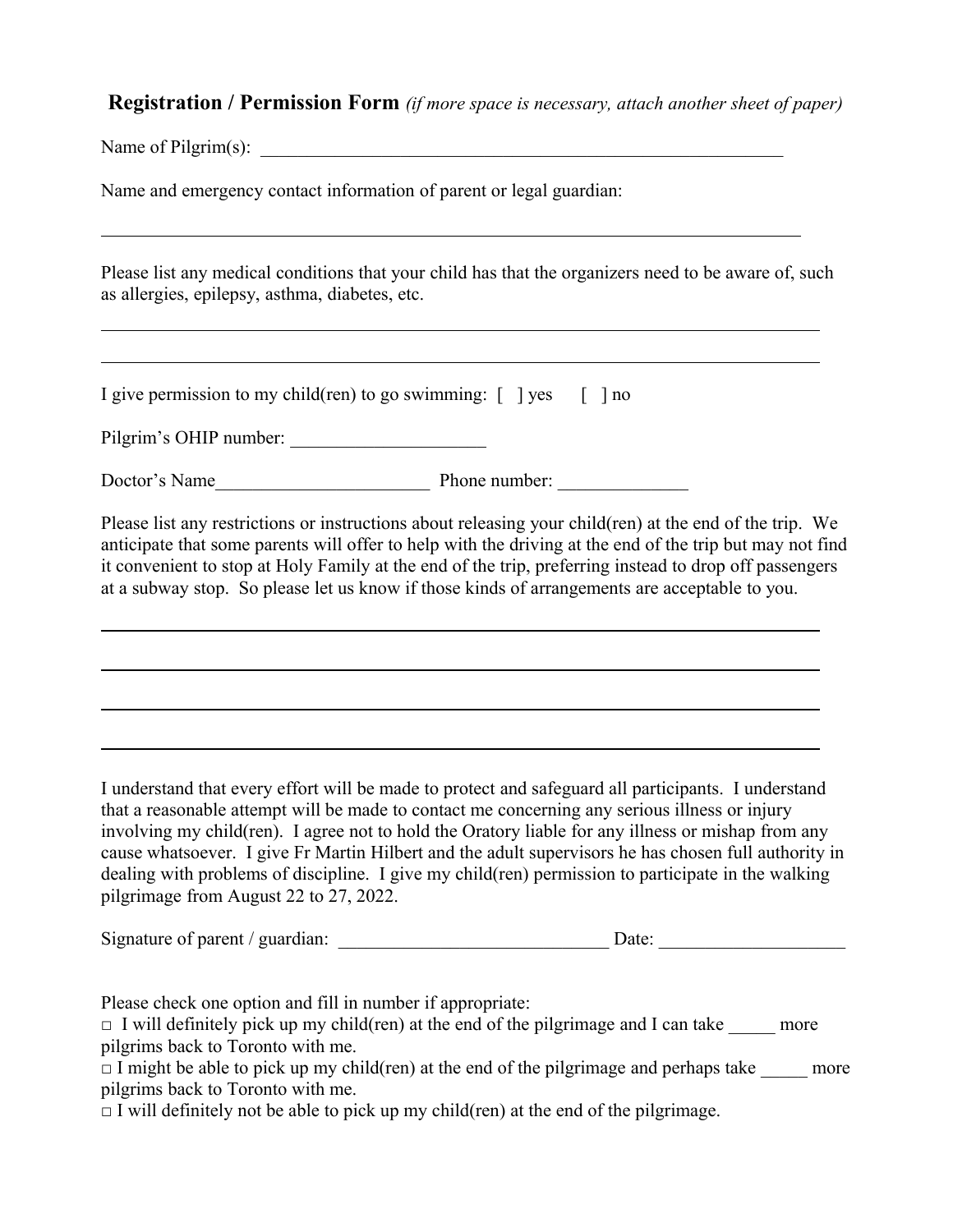**Registration / Permission Form** *(if more space is necessary, attach another sheet of paper)*

Name of Pilgrim(s): ___________________________________________________________

Name and emergency contact information of parent or legal guardian:

_______________________________________________________________________________

Please list any medical conditions that your child has that the organizers need to be aware of, such as allergies, epilepsy, asthma, diabetes, etc.

_______________________________________________________________________________

_______________________________________________________________________________

I give permission to my child(ren) to go swimming: [ ] yes [ ] no

Pilgrim's OHIP number: _____________________

Doctor's Name_______________________ Phone number: ______________

Please list any restrictions or instructions about releasing your child(ren) at the end of the trip. We anticipate that some parents will offer to help with the driving at the end of the trip but may not find it convenient to stop at Holy Family at the end of the trip, preferring instead to drop off passengers at a subway stop. So please let us know if those kinds of arrangements are acceptable to you.

_______________________________________________________________________________

_______________________________________________________________________________

_______________________________________________________________________________

_______________________________________________________________________________

I understand that every effort will be made to protect and safeguard all participants. I understand that a reasonable attempt will be made to contact me concerning any serious illness or injury involving my child(ren). I agree not to hold the Oratory liable for any illness or mishap from any cause whatsoever. I give Fr Martin Hilbert and the adult supervisors he has chosen full authority in dealing with problems of discipline. I give my child(ren) permission to participate in the walking pilgrimage from August 22 to 27, 2022.

Signature of parent / guardian: _____________________________ Date: ___________________

Please check one option and fill in number if appropriate:

□ I will definitely pick up my child(ren) at the end of the pilgrimage and I can take _____ more pilgrims back to Toronto with me.

□ I might be able to pick up my child(ren) at the end of the pilgrimage and perhaps take _____ more pilgrims back to Toronto with me.

□ I will definitely not be able to pick up my child(ren) at the end of the pilgrimage.